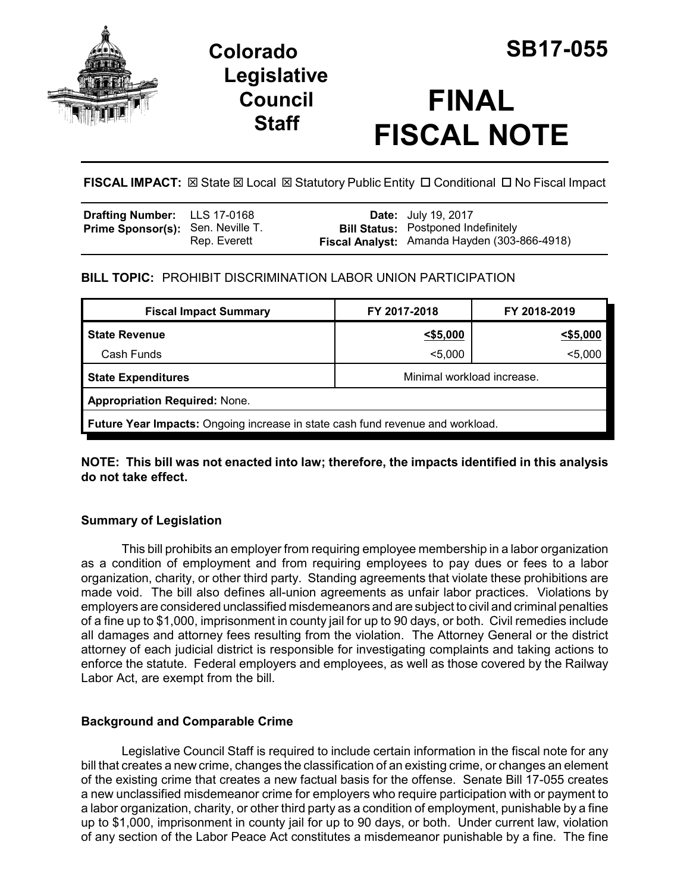# Colorado Legislative Council Staff

# SB17-055

# FINAL FISCAL NOTE

**FISCAL IMPACT:** ☒ State ☒ Local ☒ Statutory Public Entity ☐ Conditional ☐ No Fiscal Impact

| | | | |
|---|---|---|---|
| **Drafting Number:** | LLS 17-0168 | **Date:** | July 19, 2017 |
| **Prime Sponsor(s):** | Sen. Neville T. Rep. Everett | **Bill Status:** | Postponed Indefinitely |
| | | **Fiscal Analyst:** | Amanda Hayden (303-866-4918) |

## BILL TOPIC: PROHIBIT DISCRIMINATION LABOR UNION PARTICIPATION

| Fiscal Impact Summary | FY 2017-2018 | FY 2018-2019 |
|---|---|---|
| **State Revenue** | **<$5,000** | **<$5,000** |
| Cash Funds | <5,000 | <5,000 |
| **State Expenditures** | Minimal workload increase. | |
| **Appropriation Required:** None. | | |
| **Future Year Impacts:** Ongoing increase in state cash fund revenue and workload. | | |

**NOTE: This bill was not enacted into law; therefore, the impacts identified in this analysis do not take effect.**

### Summary of Legislation

This bill prohibits an employer from requiring employee membership in a labor organization as a condition of employment and from requiring employees to pay dues or fees to a labor organization, charity, or other third party. Standing agreements that violate these prohibitions are made void. The bill also defines all-union agreements as unfair labor practices. Violations by employers are considered unclassified misdemeanors and are subject to civil and criminal penalties of a fine up to $1,000, imprisonment in county jail for up to 90 days, or both. Civil remedies include all damages and attorney fees resulting from the violation. The Attorney General or the district attorney of each judicial district is responsible for investigating complaints and taking actions to enforce the statute. Federal employers and employees, as well as those covered by the Railway Labor Act, are exempt from the bill.

### Background and Comparable Crime

Legislative Council Staff is required to include certain information in the fiscal note for any bill that creates a new crime, changes the classification of an existing crime, or changes an element of the existing crime that creates a new factual basis for the offense. Senate Bill 17-055 creates a new unclassified misdemeanor crime for employers who require participation with or payment to a labor organization, charity, or other third party as a condition of employment, punishable by a fine up to $1,000, imprisonment in county jail for up to 90 days, or both. Under current law, violation of any section of the Labor Peace Act constitutes a misdemeanor punishable by a fine. The fine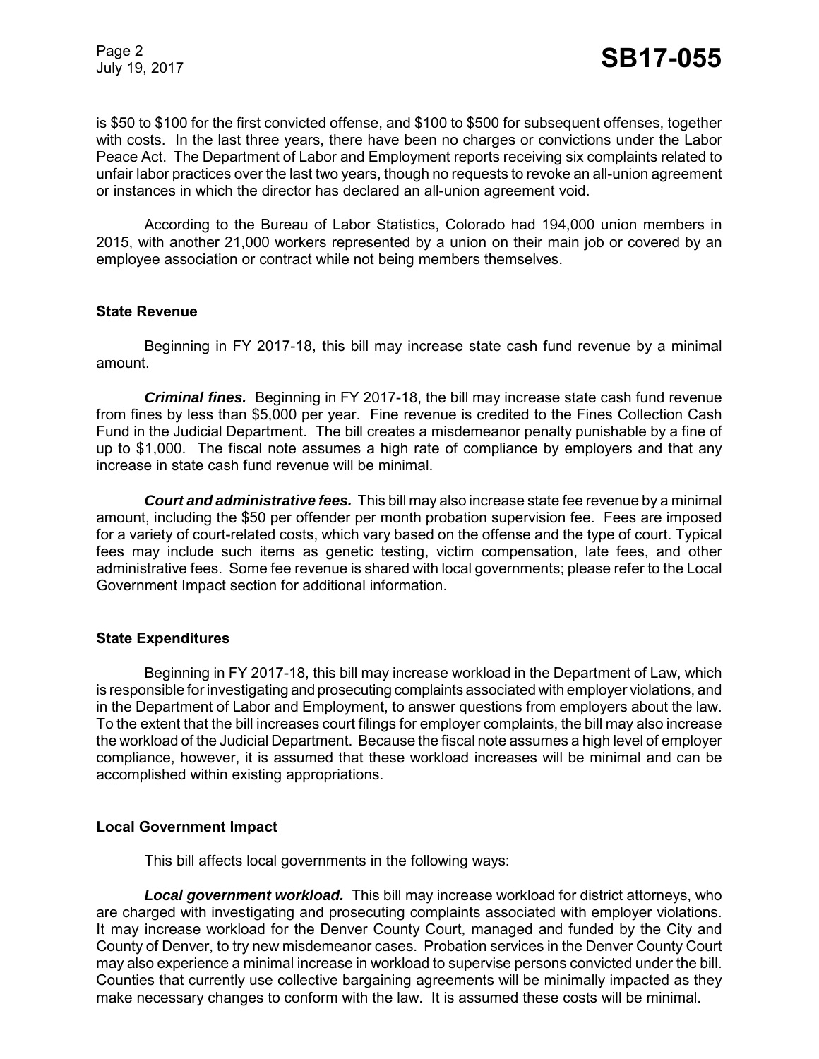is $50 to $100 for the first convicted offense, and $100 to $500 for subsequent offenses, together with costs. In the last three years, there have been no charges or convictions under the Labor Peace Act. The Department of Labor and Employment reports receiving six complaints related to unfair labor practices over the last two years, though no requests to revoke an all-union agreement or instances in which the director has declared an all-union agreement void.

According to the Bureau of Labor Statistics, Colorado had 194,000 union members in 2015, with another 21,000 workers represented by a union on their main job or covered by an employee association or contract while not being members themselves.

### State Revenue

Beginning in FY 2017-18, this bill may increase state cash fund revenue by a minimal amount.

***Criminal fines.*** Beginning in FY 2017-18, the bill may increase state cash fund revenue from fines by less than $5,000 per year. Fine revenue is credited to the Fines Collection Cash Fund in the Judicial Department. The bill creates a misdemeanor penalty punishable by a fine of up to $1,000. The fiscal note assumes a high rate of compliance by employers and that any increase in state cash fund revenue will be minimal.

***Court and administrative fees.*** This bill may also increase state fee revenue by a minimal amount, including the $50 per offender per month probation supervision fee. Fees are imposed for a variety of court-related costs, which vary based on the offense and the type of court. Typical fees may include such items as genetic testing, victim compensation, late fees, and other administrative fees. Some fee revenue is shared with local governments; please refer to the Local Government Impact section for additional information.

### State Expenditures

Beginning in FY 2017-18, this bill may increase workload in the Department of Law, which is responsible for investigating and prosecuting complaints associated with employer violations, and in the Department of Labor and Employment, to answer questions from employers about the law. To the extent that the bill increases court filings for employer complaints, the bill may also increase the workload of the Judicial Department. Because the fiscal note assumes a high level of employer compliance, however, it is assumed that these workload increases will be minimal and can be accomplished within existing appropriations.

### Local Government Impact

This bill affects local governments in the following ways:

***Local government workload.*** This bill may increase workload for district attorneys, who are charged with investigating and prosecuting complaints associated with employer violations. It may increase workload for the Denver County Court, managed and funded by the City and County of Denver, to try new misdemeanor cases. Probation services in the Denver County Court may also experience a minimal increase in workload to supervise persons convicted under the bill. Counties that currently use collective bargaining agreements will be minimally impacted as they make necessary changes to conform with the law. It is assumed these costs will be minimal.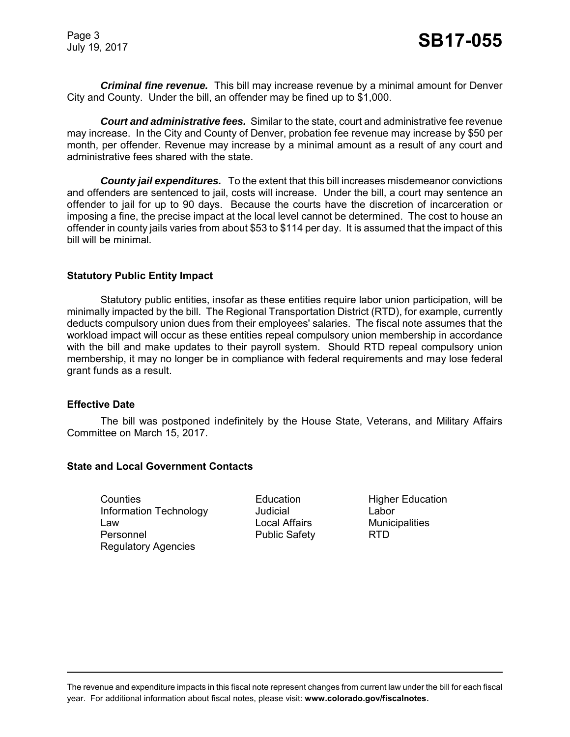***Criminal fine revenue.*** This bill may increase revenue by a minimal amount for Denver City and County. Under the bill, an offender may be fined up to $1,000.

***Court and administrative fees.*** Similar to the state, court and administrative fee revenue may increase. In the City and County of Denver, probation fee revenue may increase by $50 per month, per offender. Revenue may increase by a minimal amount as a result of any court and administrative fees shared with the state.

***County jail expenditures.*** To the extent that this bill increases misdemeanor convictions and offenders are sentenced to jail, costs will increase. Under the bill, a court may sentence an offender to jail for up to 90 days. Because the courts have the discretion of incarceration or imposing a fine, the precise impact at the local level cannot be determined. The cost to house an offender in county jails varies from about $53 to $114 per day. It is assumed that the impact of this bill will be minimal.

### Statutory Public Entity Impact

Statutory public entities, insofar as these entities require labor union participation, will be minimally impacted by the bill. The Regional Transportation District (RTD), for example, currently deducts compulsory union dues from their employees' salaries. The fiscal note assumes that the workload impact will occur as these entities repeal compulsory union membership in accordance with the bill and make updates to their payroll system. Should RTD repeal compulsory union membership, it may no longer be in compliance with federal requirements and may lose federal grant funds as a result.

### Effective Date

The bill was postponed indefinitely by the House State, Veterans, and Military Affairs Committee on March 15, 2017.

### State and Local Government Contacts

| | | |
|---|---|---|
| Counties | Education | Higher Education |
| Information Technology | Judicial | Labor |
| Law | Local Affairs | Municipalities |
| Personnel | Public Safety | RTD |
| Regulatory Agencies | | |

The revenue and expenditure impacts in this fiscal note represent changes from current law under the bill for each fiscal year. For additional information about fiscal notes, please visit: **www.colorado.gov/fiscalnotes.**